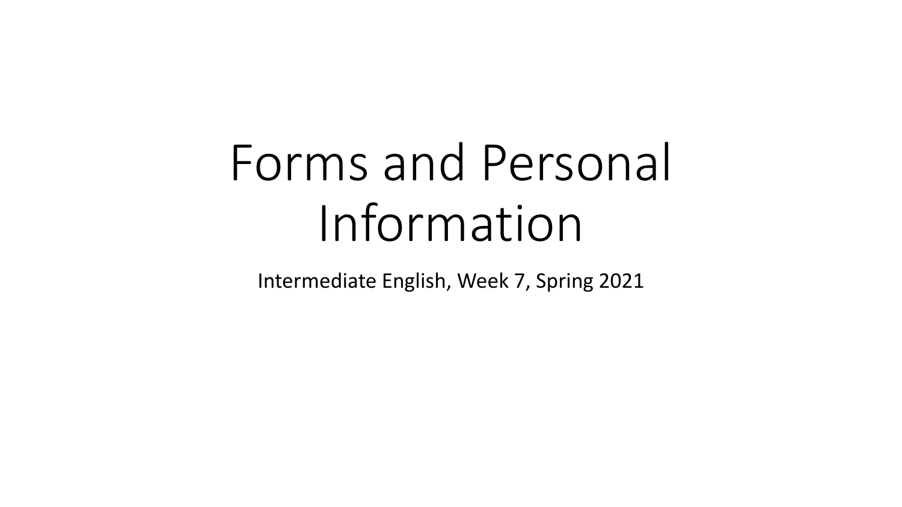# Forms and Personal Information

Intermediate English, Week 7, Spring 2021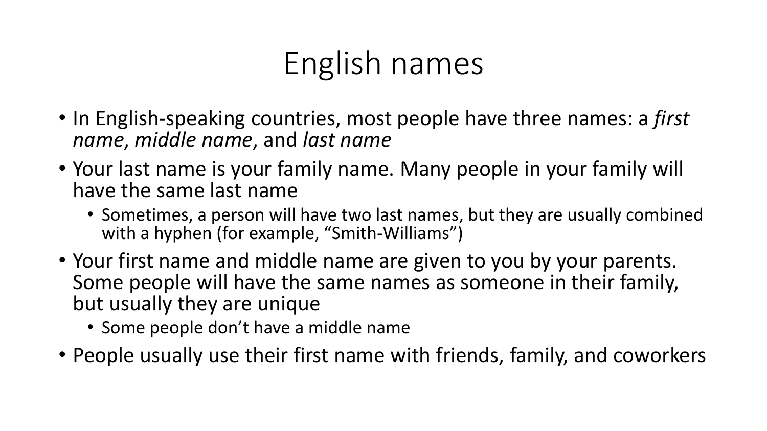# English names

- In English-speaking countries, most people have three names: a *first name*, *middle name*, and *last name*
- Your last name is your family name. Many people in your family will have the same last name
  - Sometimes, a person will have two last names, but they are usually combined with a hyphen (for example, "Smith-Williams")
- Your first name and middle name are given to you by your parents. Some people will have the same names as someone in their family, but usually they are unique
  - Some people don't have a middle name
- People usually use their first name with friends, family, and coworkers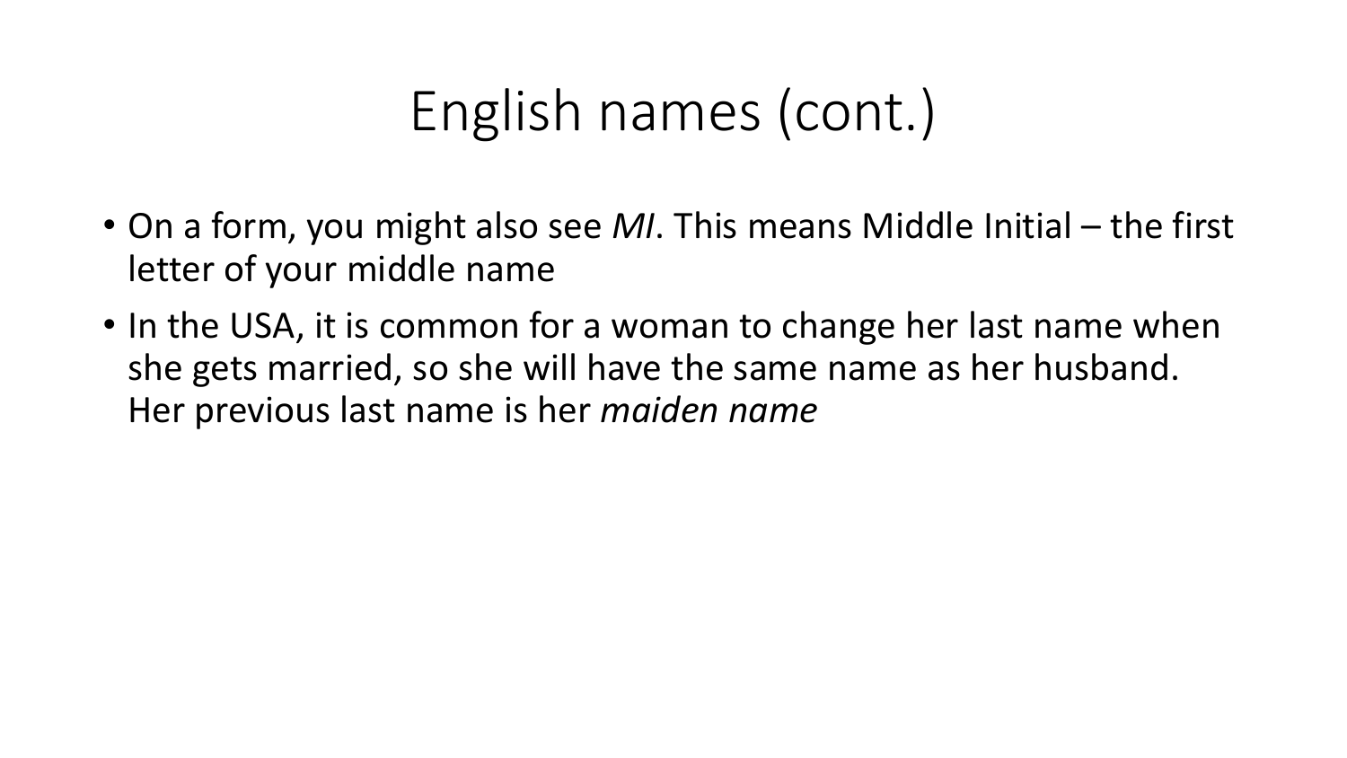# English names (cont.)

- On a form, you might also see *MI*. This means Middle Initial – the first letter of your middle name
- In the USA, it is common for a woman to change her last name when she gets married, so she will have the same name as her husband. Her previous last name is her *maiden name*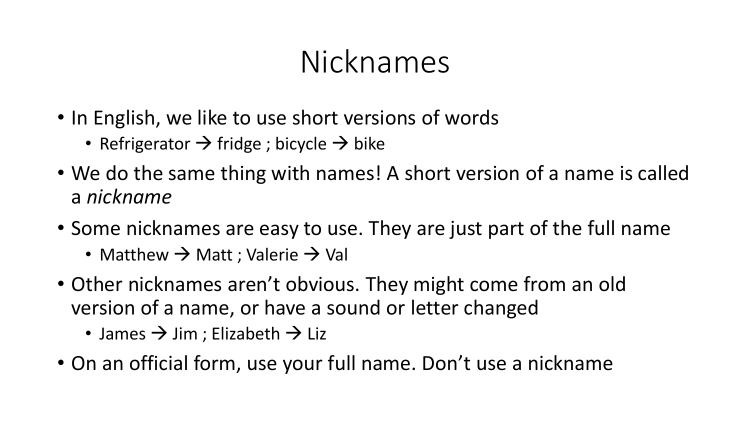# Nicknames

- In English, we like to use short versions of words
  - Refrigerator → fridge ; bicycle → bike
- We do the same thing with names! A short version of a name is called a *nickname*
- Some nicknames are easy to use. They are just part of the full name
  - Matthew → Matt ; Valerie → Val
- Other nicknames aren't obvious. They might come from an old version of a name, or have a sound or letter changed
  - James → Jim ; Elizabeth → Liz
- On an official form, use your full name. Don't use a nickname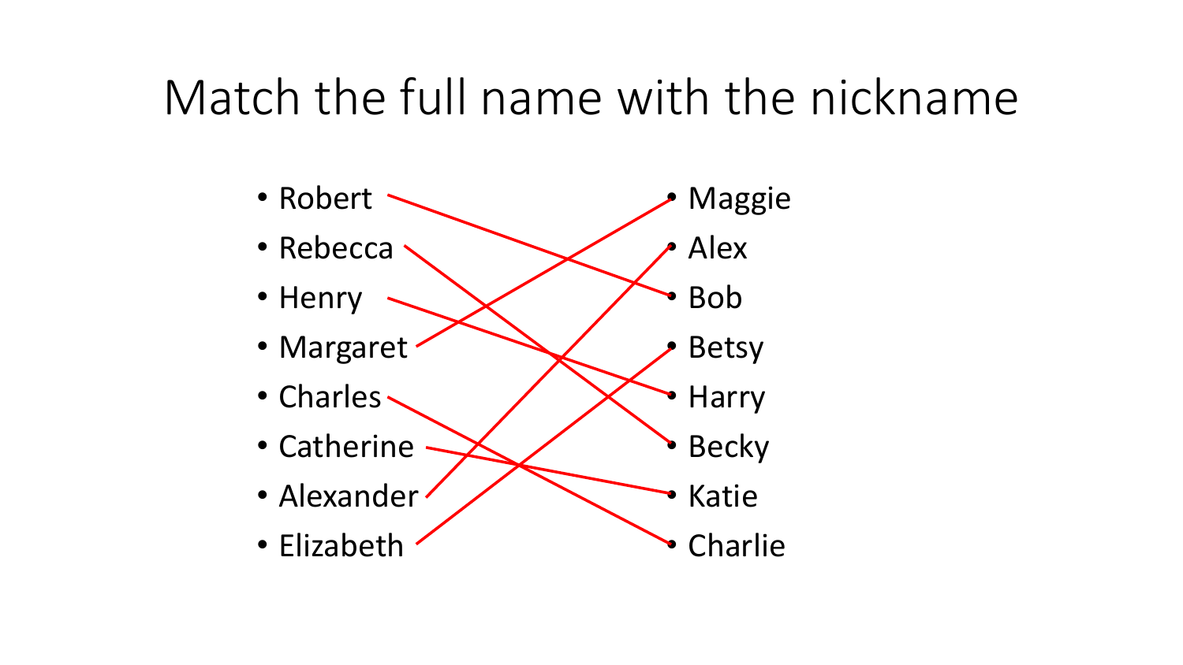# Match the full name with the nickname

| | |
|---|---|
| • Robert | • Maggie |
| • Rebecca | • Alex |
| • Henry | • Bob |
| • Margaret | • Betsy |
| • Charles | • Harry |
| • Catherine | • Becky |
| • Alexander | • Katie |
| • Elizabeth | • Charlie |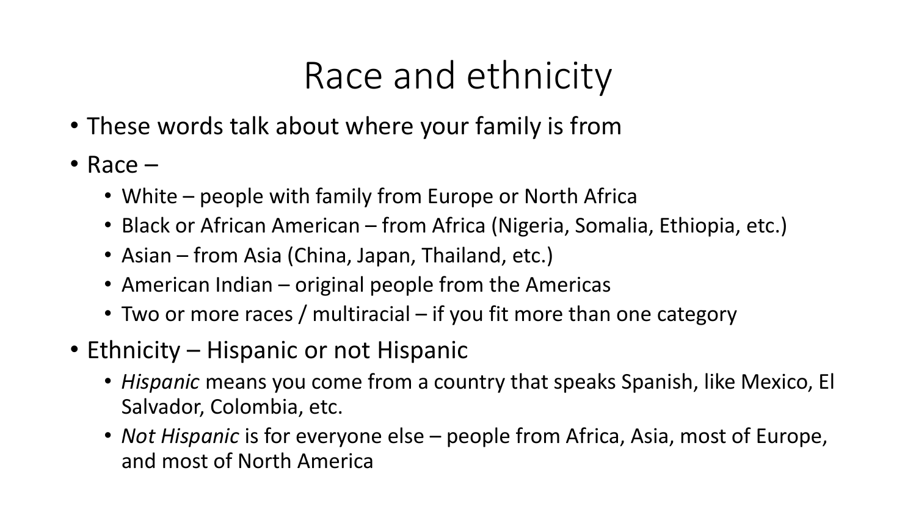# Race and ethnicity

- These words talk about where your family is from
- Race –
  - White – people with family from Europe or North Africa
  - Black or African American – from Africa (Nigeria, Somalia, Ethiopia, etc.)
  - Asian – from Asia (China, Japan, Thailand, etc.)
  - American Indian – original people from the Americas
  - Two or more races / multiracial – if you fit more than one category
- Ethnicity – Hispanic or not Hispanic
  - *Hispanic* means you come from a country that speaks Spanish, like Mexico, El Salvador, Colombia, etc.
  - *Not Hispanic* is for everyone else – people from Africa, Asia, most of Europe, and most of North America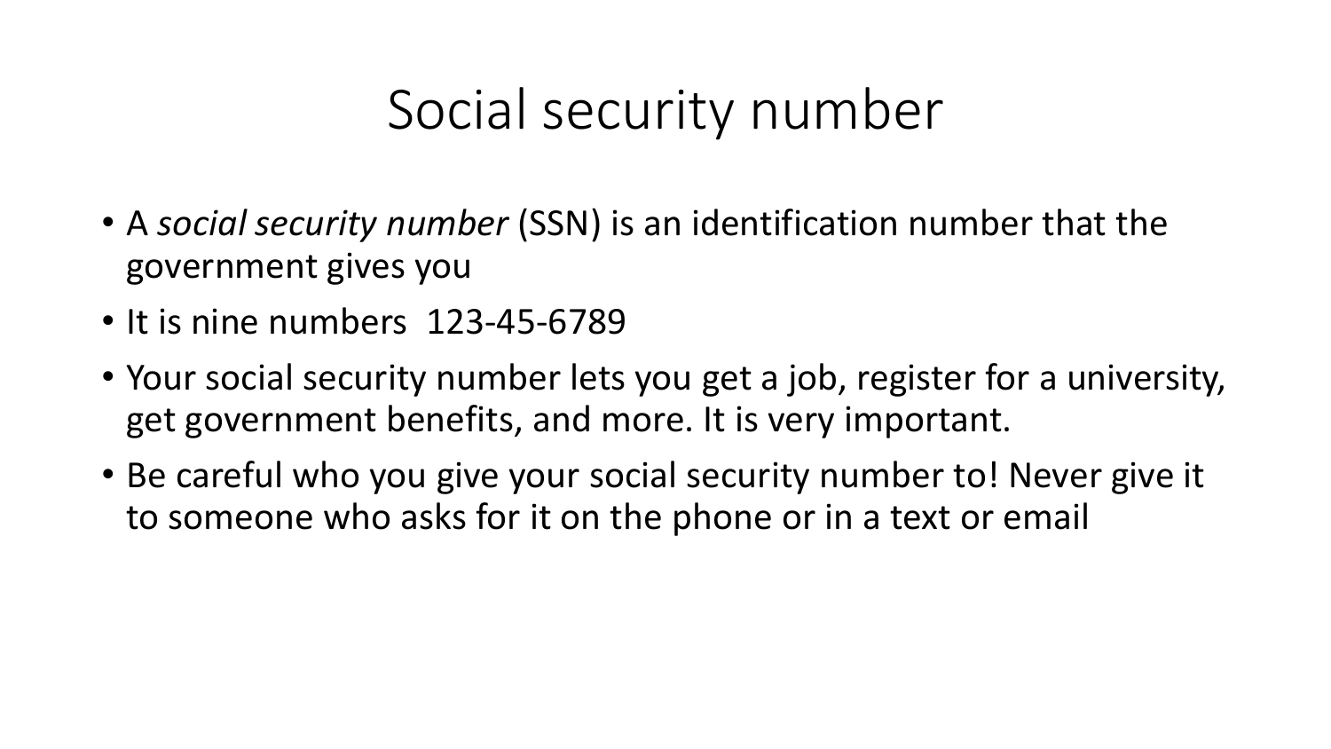# Social security number

- A *social security number* (SSN) is an identification number that the government gives you
- It is nine numbers  123-45-6789
- Your social security number lets you get a job, register for a university, get government benefits, and more. It is very important.
- Be careful who you give your social security number to! Never give it to someone who asks for it on the phone or in a text or email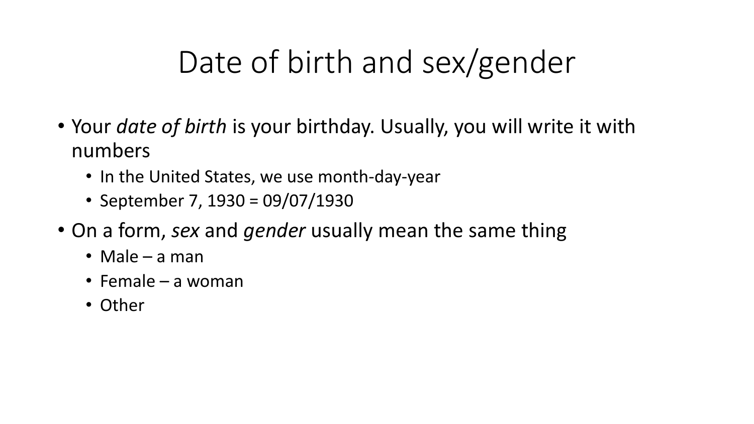# Date of birth and sex/gender

- Your *date of birth* is your birthday. Usually, you will write it with numbers
  - In the United States, we use month-day-year
  - September 7, 1930 = 09/07/1930
- On a form, *sex* and *gender* usually mean the same thing
  - Male – a man
  - Female – a woman
  - Other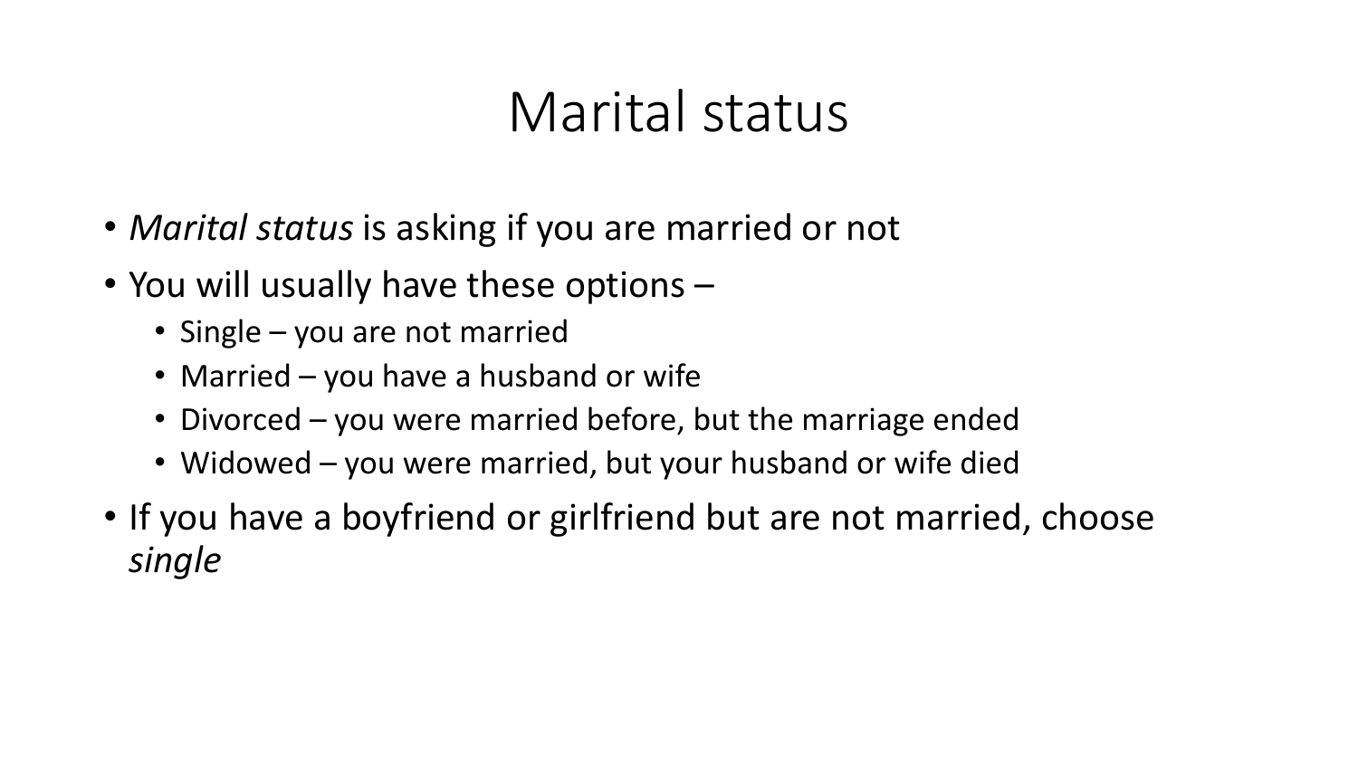# Marital status

- *Marital status* is asking if you are married or not
- You will usually have these options –
  - Single – you are not married
  - Married – you have a husband or wife
  - Divorced – you were married before, but the marriage ended
  - Widowed – you were married, but your husband or wife died
- If you have a boyfriend or girlfriend but are not married, choose *single*